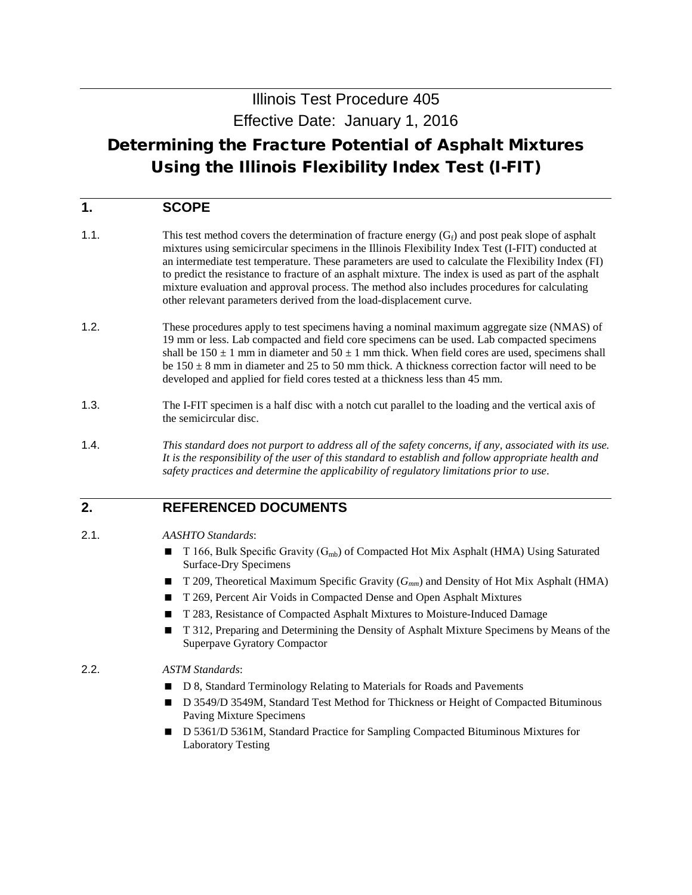Illinois Test Procedure 405

Effective Date: January 1, 2016

# Determining the Fracture Potential of Asphalt Mixtures Using the Illinois Flexibility Index Test (I-FIT)

## 1. SCOPE

1.1. This test method covers the determination of fracture energy ($G_f$) and post peak slope of asphalt mixtures using semicircular specimens in the Illinois Flexibility Index Test (I-FIT) conducted at an intermediate test temperature. These parameters are used to calculate the Flexibility Index (FI) to predict the resistance to fracture of an asphalt mixture. The index is used as part of the asphalt mixture evaluation and approval process. The method also includes procedures for calculating other relevant parameters derived from the load-displacement curve.

1.2. These procedures apply to test specimens having a nominal maximum aggregate size (NMAS) of 19 mm or less. Lab compacted and field core specimens can be used. Lab compacted specimens shall be 150 ± 1 mm in diameter and 50 ± 1 mm thick. When field cores are used, specimens shall be 150 ± 8 mm in diameter and 25 to 50 mm thick. A thickness correction factor will need to be developed and applied for field cores tested at a thickness less than 45 mm.

1.3. The I-FIT specimen is a half disc with a notch cut parallel to the loading and the vertical axis of the semicircular disc.

1.4. *This standard does not purport to address all of the safety concerns, if any, associated with its use. It is the responsibility of the user of this standard to establish and follow appropriate health and safety practices and determine the applicability of regulatory limitations prior to use.*

## 2. REFERENCED DOCUMENTS

2.1. *AASHTO Standards*:

- T 166, Bulk Specific Gravity ($G_{mb}$) of Compacted Hot Mix Asphalt (HMA) Using Saturated Surface-Dry Specimens
- T 209, Theoretical Maximum Specific Gravity ($G_{mm}$) and Density of Hot Mix Asphalt (HMA)
- T 269, Percent Air Voids in Compacted Dense and Open Asphalt Mixtures
- T 283, Resistance of Compacted Asphalt Mixtures to Moisture-Induced Damage
- T 312, Preparing and Determining the Density of Asphalt Mixture Specimens by Means of the Superpave Gyratory Compactor

2.2. *ASTM Standards*:

- D 8, Standard Terminology Relating to Materials for Roads and Pavements
- D 3549/D 3549M, Standard Test Method for Thickness or Height of Compacted Bituminous Paving Mixture Specimens
- D 5361/D 5361M, Standard Practice for Sampling Compacted Bituminous Mixtures for Laboratory Testing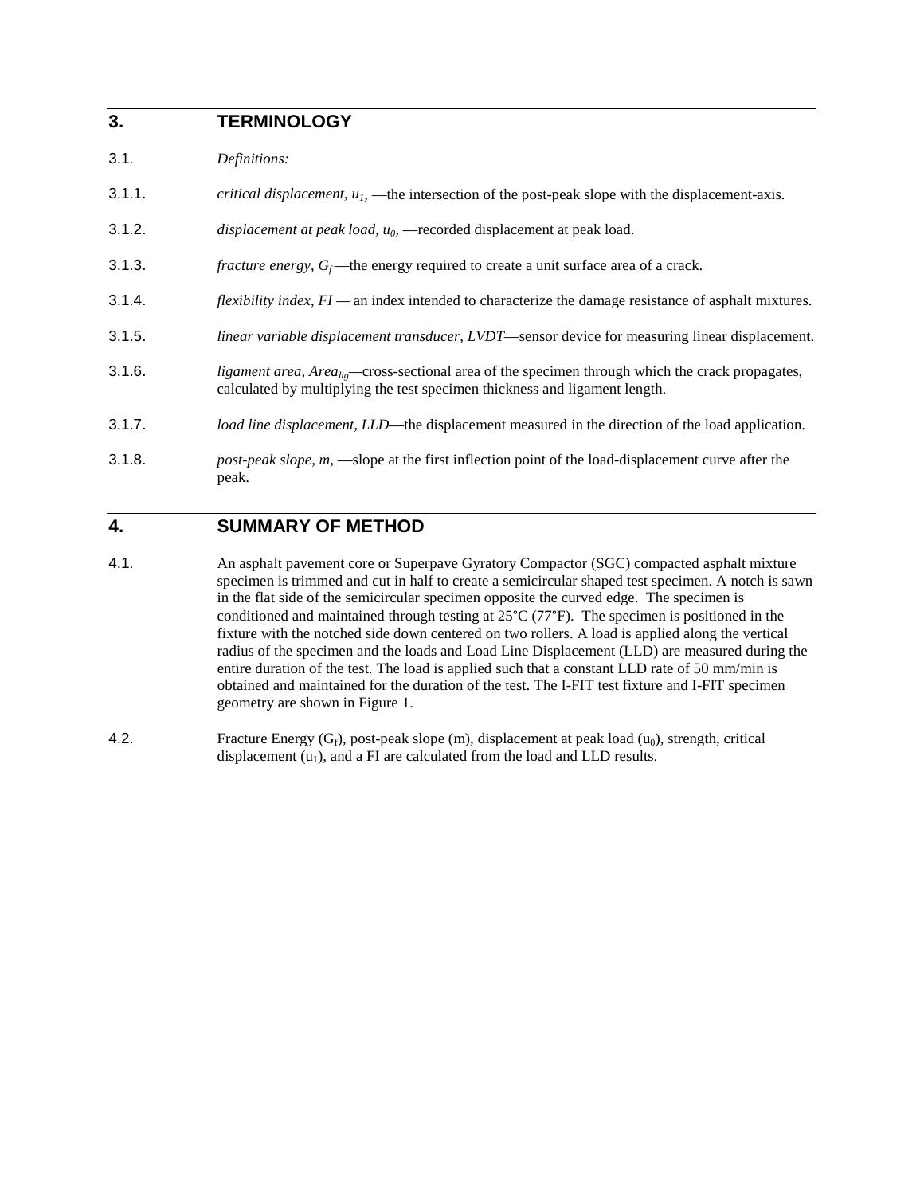## 3. TERMINOLOGY

3.1. *Definitions:*

3.1.1. *critical displacement, $u_1$,* —the intersection of the post-peak slope with the displacement-axis.

3.1.2. *displacement at peak load, $u_0$,* —recorded displacement at peak load.

3.1.3. *fracture energy, $G_f$*—the energy required to create a unit surface area of a crack.

3.1.4. *flexibility index, FI* — an index intended to characterize the damage resistance of asphalt mixtures.

3.1.5. *linear variable displacement transducer, LVDT*—sensor device for measuring linear displacement.

3.1.6. *ligament area, $Area_{lig}$*—cross-sectional area of the specimen through which the crack propagates, calculated by multiplying the test specimen thickness and ligament length.

3.1.7. *load line displacement, LLD*—the displacement measured in the direction of the load application.

3.1.8. *post-peak slope, m,* —slope at the first inflection point of the load-displacement curve after the peak.

## 4. SUMMARY OF METHOD

4.1. An asphalt pavement core or Superpave Gyratory Compactor (SGC) compacted asphalt mixture specimen is trimmed and cut in half to create a semicircular shaped test specimen. A notch is sawn in the flat side of the semicircular specimen opposite the curved edge. The specimen is conditioned and maintained through testing at 25°C (77°F). The specimen is positioned in the fixture with the notched side down centered on two rollers. A load is applied along the vertical radius of the specimen and the loads and Load Line Displacement (LLD) are measured during the entire duration of the test. The load is applied such that a constant LLD rate of 50 mm/min is obtained and maintained for the duration of the test. The I-FIT test fixture and I-FIT specimen geometry are shown in Figure 1.

4.2. Fracture Energy ($G_f$), post-peak slope (m), displacement at peak load ($u_0$), strength, critical displacement ($u_1$), and a FI are calculated from the load and LLD results.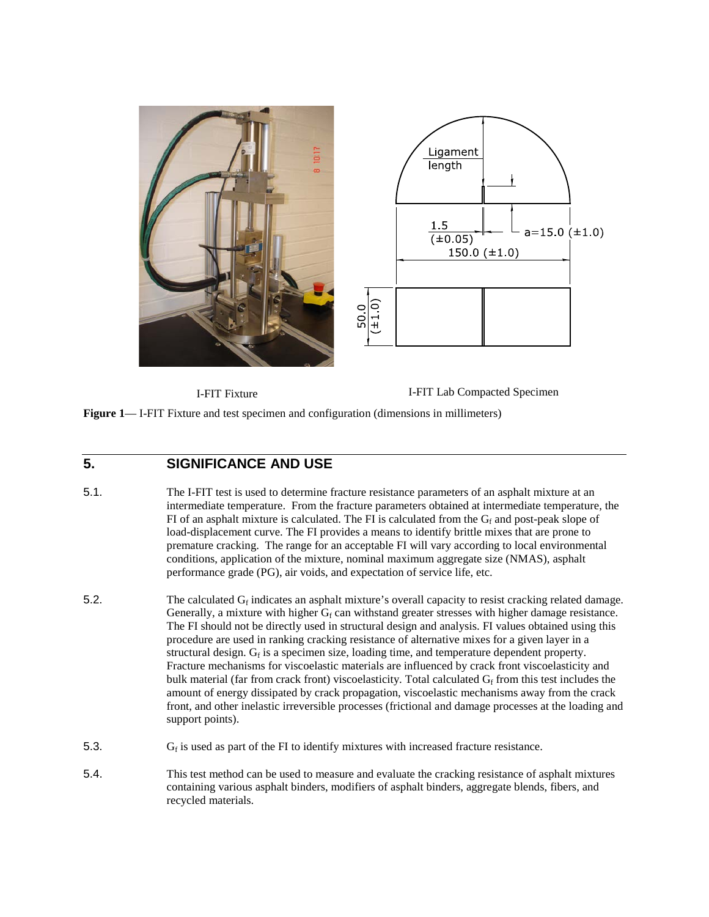I-FIT Fixture

I-FIT Lab Compacted Specimen

**Figure 1**— I-FIT Fixture and test specimen and configuration (dimensions in millimeters)

## 5. SIGNIFICANCE AND USE

5.1. The I-FIT test is used to determine fracture resistance parameters of an asphalt mixture at an intermediate temperature. From the fracture parameters obtained at intermediate temperature, the FI of an asphalt mixture is calculated. The FI is calculated from the $G_f$ and post-peak slope of load-displacement curve. The FI provides a means to identify brittle mixes that are prone to premature cracking. The range for an acceptable FI will vary according to local environmental conditions, application of the mixture, nominal maximum aggregate size (NMAS), asphalt performance grade (PG), air voids, and expectation of service life, etc.

5.2. The calculated $G_f$ indicates an asphalt mixture's overall capacity to resist cracking related damage. Generally, a mixture with higher $G_f$ can withstand greater stresses with higher damage resistance. The FI should not be directly used in structural design and analysis. FI values obtained using this procedure are used in ranking cracking resistance of alternative mixes for a given layer in a structural design. $G_f$ is a specimen size, loading time, and temperature dependent property. Fracture mechanisms for viscoelastic materials are influenced by crack front viscoelasticity and bulk material (far from crack front) viscoelasticity. Total calculated $G_f$ from this test includes the amount of energy dissipated by crack propagation, viscoelastic mechanisms away from the crack front, and other inelastic irreversible processes (frictional and damage processes at the loading and support points).

5.3. $G_f$ is used as part of the FI to identify mixtures with increased fracture resistance.

5.4. This test method can be used to measure and evaluate the cracking resistance of asphalt mixtures containing various asphalt binders, modifiers of asphalt binders, aggregate blends, fibers, and recycled materials.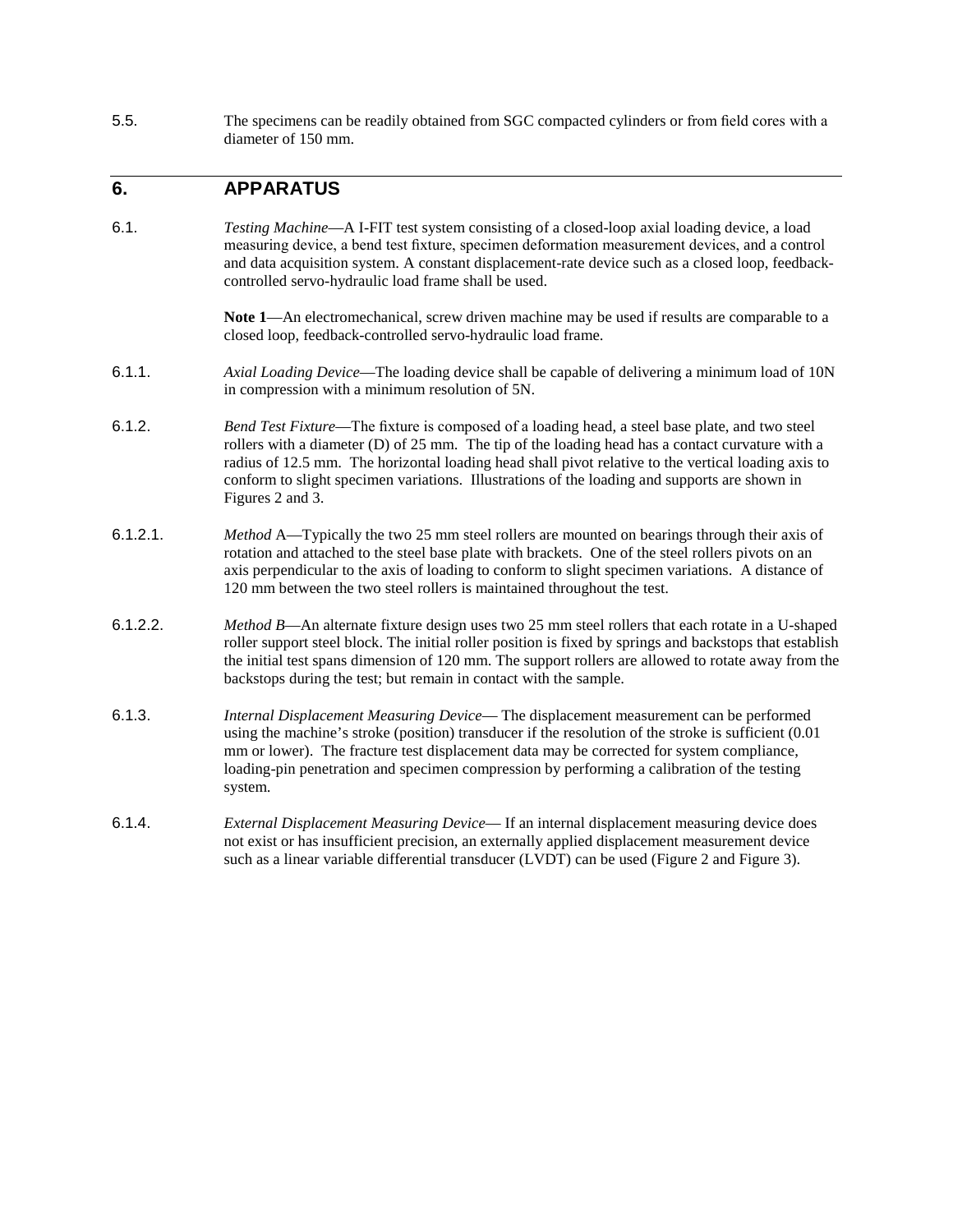5.5. The specimens can be readily obtained from SGC compacted cylinders or from field cores with a diameter of 150 mm.

## 6. APPARATUS

6.1. *Testing Machine*—A I-FIT test system consisting of a closed-loop axial loading device, a load measuring device, a bend test fixture, specimen deformation measurement devices, and a control and data acquisition system. A constant displacement-rate device such as a closed loop, feedback-controlled servo-hydraulic load frame shall be used.

**Note 1**—An electromechanical, screw driven machine may be used if results are comparable to a closed loop, feedback-controlled servo-hydraulic load frame.

6.1.1. *Axial Loading Device*—The loading device shall be capable of delivering a minimum load of 10N in compression with a minimum resolution of 5N.

6.1.2. *Bend Test Fixture*—The fixture is composed of a loading head, a steel base plate, and two steel rollers with a diameter (D) of 25 mm. The tip of the loading head has a contact curvature with a radius of 12.5 mm. The horizontal loading head shall pivot relative to the vertical loading axis to conform to slight specimen variations. Illustrations of the loading and supports are shown in Figures 2 and 3.

6.1.2.1. *Method* A—Typically the two 25 mm steel rollers are mounted on bearings through their axis of rotation and attached to the steel base plate with brackets. One of the steel rollers pivots on an axis perpendicular to the axis of loading to conform to slight specimen variations. A distance of 120 mm between the two steel rollers is maintained throughout the test.

6.1.2.2. *Method B*—An alternate fixture design uses two 25 mm steel rollers that each rotate in a U-shaped roller support steel block. The initial roller position is fixed by springs and backstops that establish the initial test spans dimension of 120 mm. The support rollers are allowed to rotate away from the backstops during the test; but remain in contact with the sample.

6.1.3. *Internal Displacement Measuring Device*— The displacement measurement can be performed using the machine's stroke (position) transducer if the resolution of the stroke is sufficient (0.01 mm or lower). The fracture test displacement data may be corrected for system compliance, loading-pin penetration and specimen compression by performing a calibration of the testing system.

6.1.4. *External Displacement Measuring Device*— If an internal displacement measuring device does not exist or has insufficient precision, an externally applied displacement measurement device such as a linear variable differential transducer (LVDT) can be used (Figure 2 and Figure 3).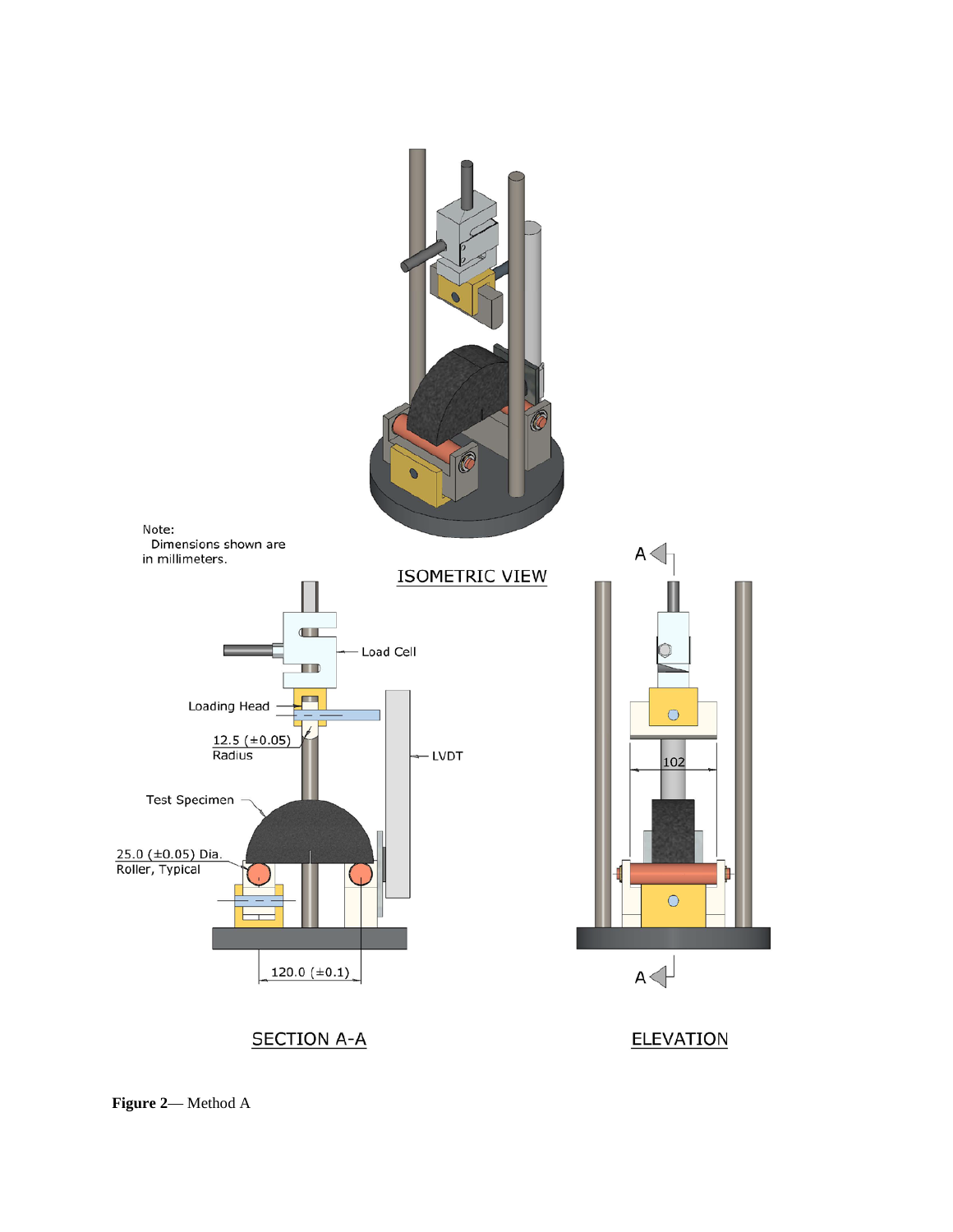**Figure 2**— Method A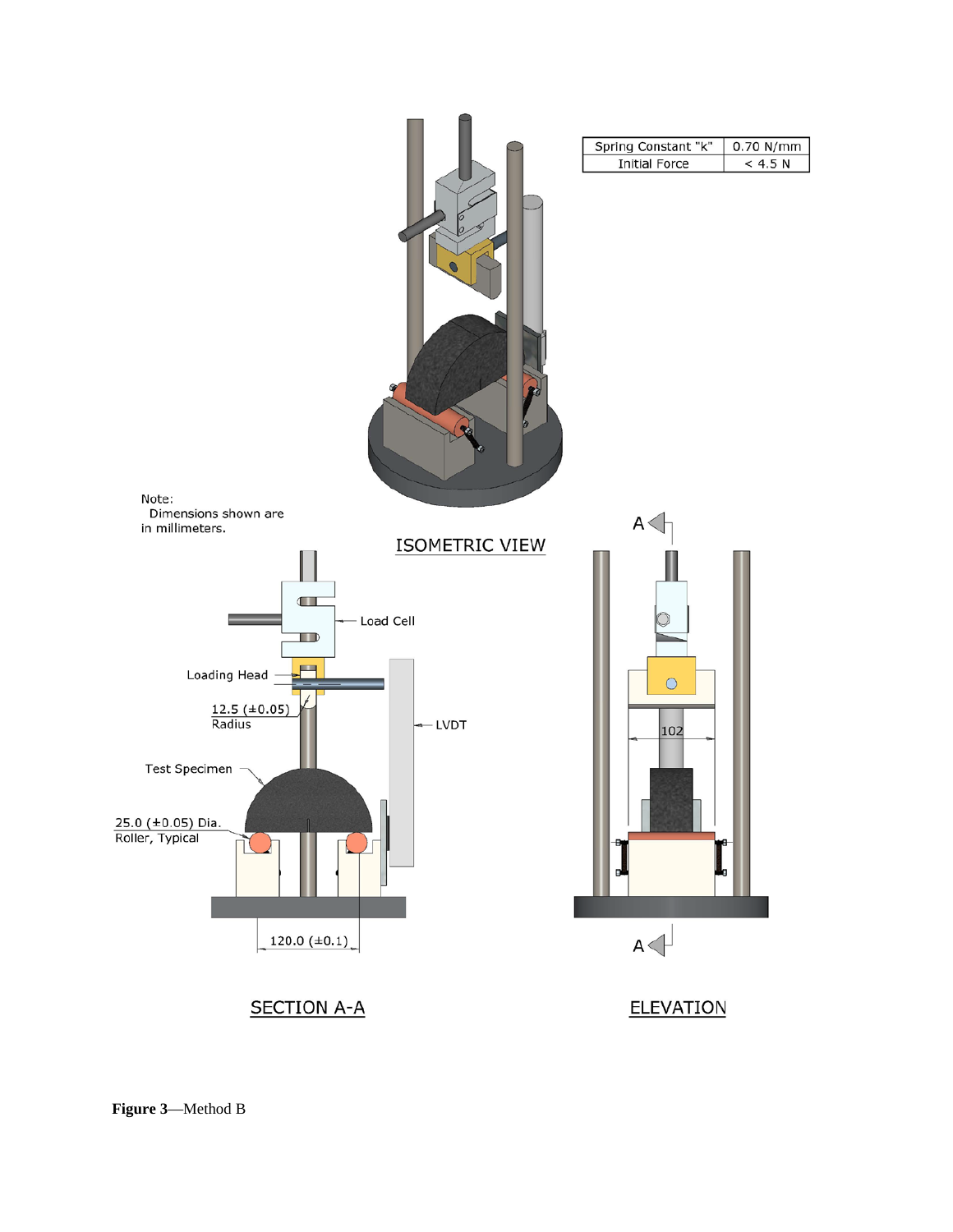| Spring Constant "k" | 0.70 N/mm |
| --- | --- |
| Initial Force | < 4.5 N |

Note:
Dimensions shown are in millimeters.

ISOMETRIC VIEW

Load Cell

Loading Head

12.5 (±0.05) Radius

LVDT

Test Specimen

25.0 (±0.05) Dia. Roller, Typical

120.0 (±0.1)

102

A

A

SECTION A-A

ELEVATION

**Figure 3**—Method B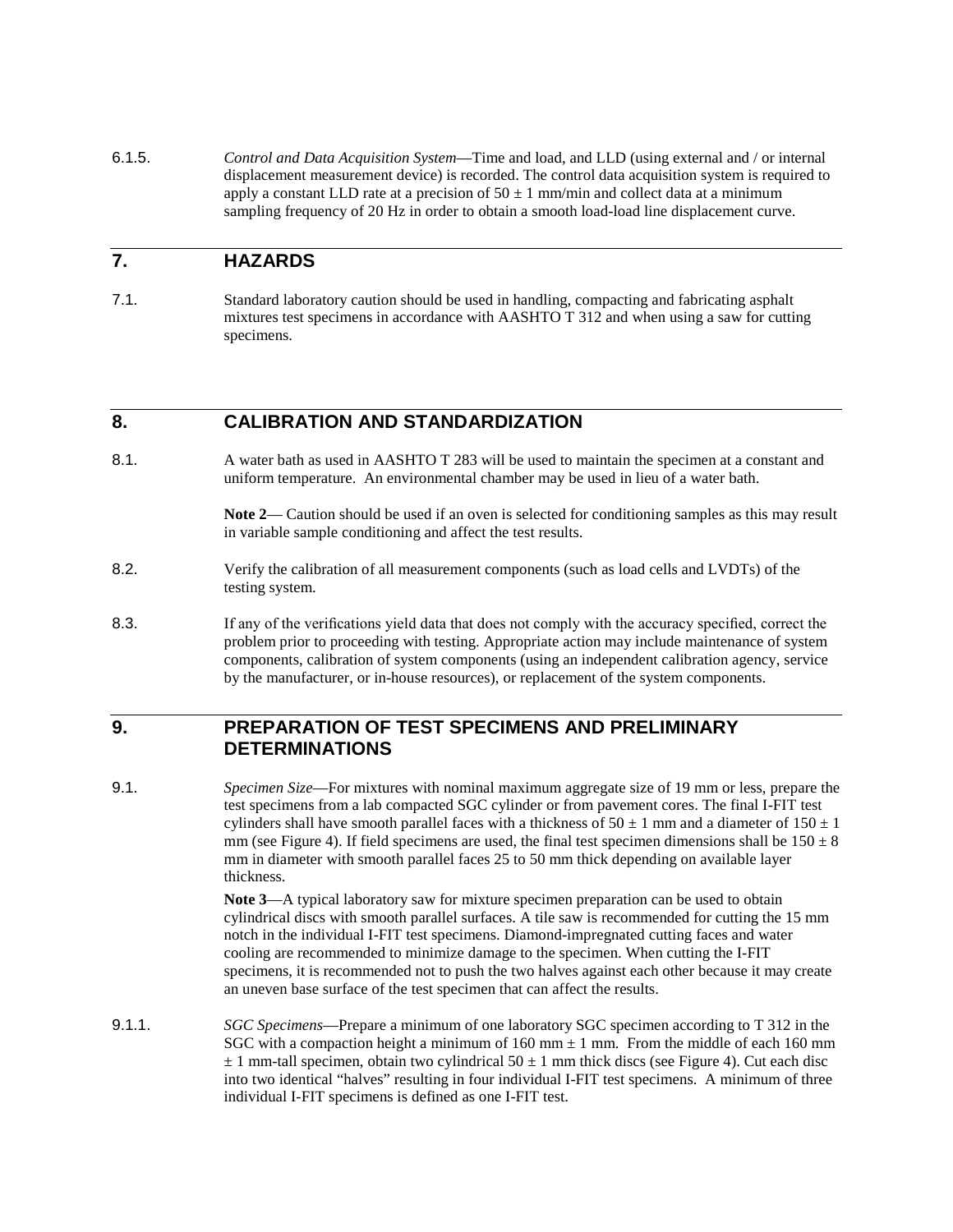6.1.5. *Control and Data Acquisition System*—Time and load, and LLD (using external and / or internal displacement measurement device) is recorded. The control data acquisition system is required to apply a constant LLD rate at a precision of $50 \pm 1$ mm/min and collect data at a minimum sampling frequency of 20 Hz in order to obtain a smooth load-load line displacement curve.

## 7. HAZARDS

7.1. Standard laboratory caution should be used in handling, compacting and fabricating asphalt mixtures test specimens in accordance with AASHTO T 312 and when using a saw for cutting specimens.

## 8. CALIBRATION AND STANDARDIZATION

8.1. A water bath as used in AASHTO T 283 will be used to maintain the specimen at a constant and uniform temperature. An environmental chamber may be used in lieu of a water bath.

**Note 2**— Caution should be used if an oven is selected for conditioning samples as this may result in variable sample conditioning and affect the test results.

8.2. Verify the calibration of all measurement components (such as load cells and LVDTs) of the testing system.

8.3. If any of the verifications yield data that does not comply with the accuracy specified, correct the problem prior to proceeding with testing. Appropriate action may include maintenance of system components, calibration of system components (using an independent calibration agency, service by the manufacturer, or in-house resources), or replacement of the system components.

## 9. PREPARATION OF TEST SPECIMENS AND PRELIMINARY DETERMINATIONS

9.1. *Specimen Size*—For mixtures with nominal maximum aggregate size of 19 mm or less, prepare the test specimens from a lab compacted SGC cylinder or from pavement cores. The final I-FIT test cylinders shall have smooth parallel faces with a thickness of $50 \pm 1$ mm and a diameter of $150 \pm 1$ mm (see Figure 4). If field specimens are used, the final test specimen dimensions shall be $150 \pm 8$ mm in diameter with smooth parallel faces 25 to 50 mm thick depending on available layer thickness.

**Note 3**—A typical laboratory saw for mixture specimen preparation can be used to obtain cylindrical discs with smooth parallel surfaces. A tile saw is recommended for cutting the 15 mm notch in the individual I-FIT test specimens. Diamond-impregnated cutting faces and water cooling are recommended to minimize damage to the specimen. When cutting the I-FIT specimens, it is recommended not to push the two halves against each other because it may create an uneven base surface of the test specimen that can affect the results.

9.1.1. *SGC Specimens*—Prepare a minimum of one laboratory SGC specimen according to T 312 in the SGC with a compaction height a minimum of 160 mm $\pm$ 1 mm. From the middle of each 160 mm $\pm$ 1 mm-tall specimen, obtain two cylindrical $50 \pm 1$ mm thick discs (see Figure 4). Cut each disc into two identical "halves" resulting in four individual I-FIT test specimens. A minimum of three individual I-FIT specimens is defined as one I-FIT test.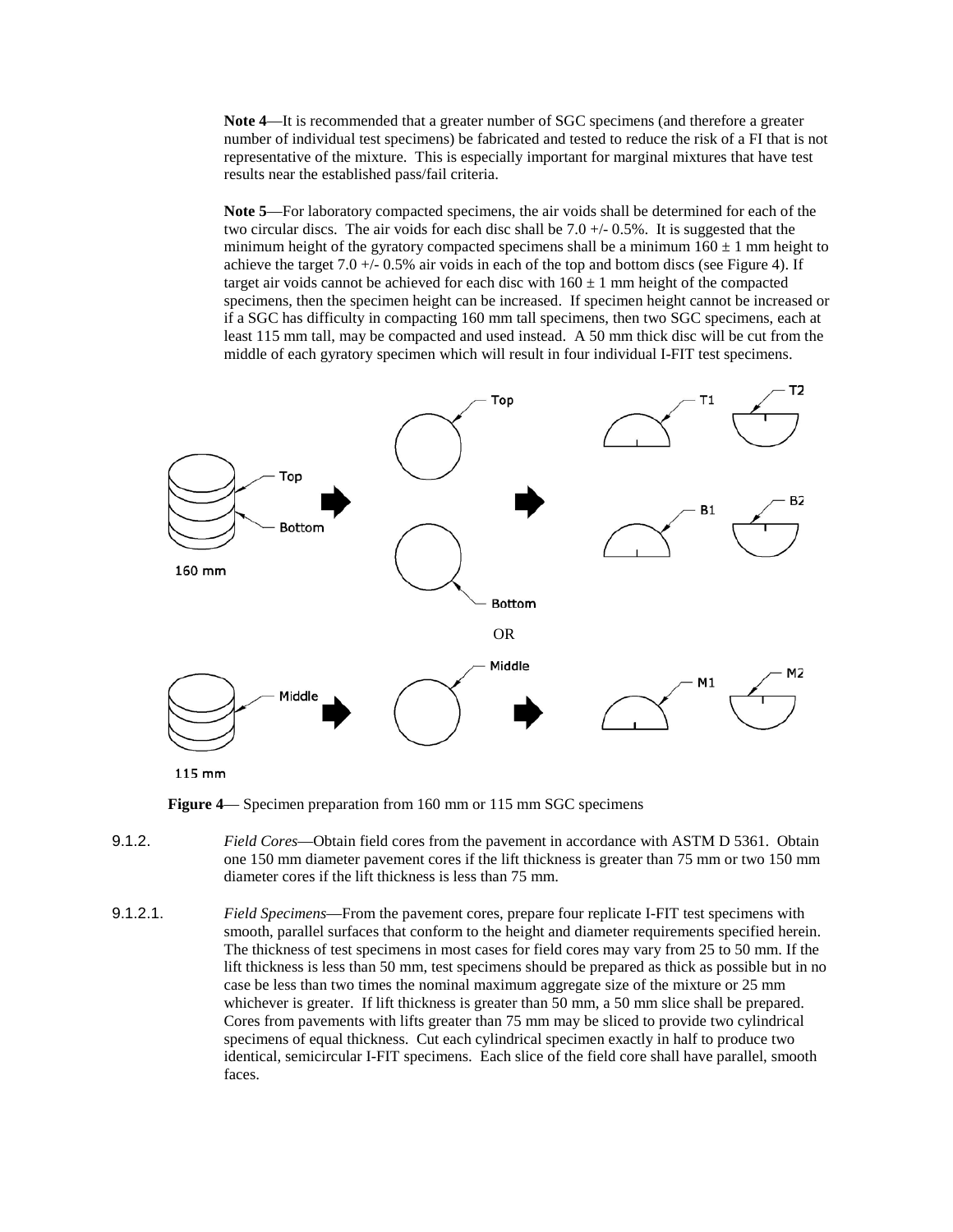**Note 4**—It is recommended that a greater number of SGC specimens (and therefore a greater number of individual test specimens) be fabricated and tested to reduce the risk of a FI that is not representative of the mixture. This is especially important for marginal mixtures that have test results near the established pass/fail criteria.

**Note 5**—For laboratory compacted specimens, the air voids shall be determined for each of the two circular discs. The air voids for each disc shall be 7.0 +/- 0.5%. It is suggested that the minimum height of the gyratory compacted specimens shall be a minimum 160 ± 1 mm height to achieve the target 7.0 +/- 0.5% air voids in each of the top and bottom discs (see Figure 4). If target air voids cannot be achieved for each disc with 160 ± 1 mm height of the compacted specimens, then the specimen height can be increased. If specimen height cannot be increased or if a SGC has difficulty in compacting 160 mm tall specimens, then two SGC specimens, each at least 115 mm tall, may be compacted and used instead. A 50 mm thick disc will be cut from the middle of each gyratory specimen which will result in four individual I-FIT test specimens.

**Figure 4**— Specimen preparation from 160 mm or 115 mm SGC specimens

9.1.2. *Field Cores*—Obtain field cores from the pavement in accordance with ASTM D 5361. Obtain one 150 mm diameter pavement cores if the lift thickness is greater than 75 mm or two 150 mm diameter cores if the lift thickness is less than 75 mm.

9.1.2.1. *Field Specimens*—From the pavement cores, prepare four replicate I-FIT test specimens with smooth, parallel surfaces that conform to the height and diameter requirements specified herein. The thickness of test specimens in most cases for field cores may vary from 25 to 50 mm. If the lift thickness is less than 50 mm, test specimens should be prepared as thick as possible but in no case be less than two times the nominal maximum aggregate size of the mixture or 25 mm whichever is greater. If lift thickness is greater than 50 mm, a 50 mm slice shall be prepared. Cores from pavements with lifts greater than 75 mm may be sliced to provide two cylindrical specimens of equal thickness. Cut each cylindrical specimen exactly in half to produce two identical, semicircular I-FIT specimens. Each slice of the field core shall have parallel, smooth faces.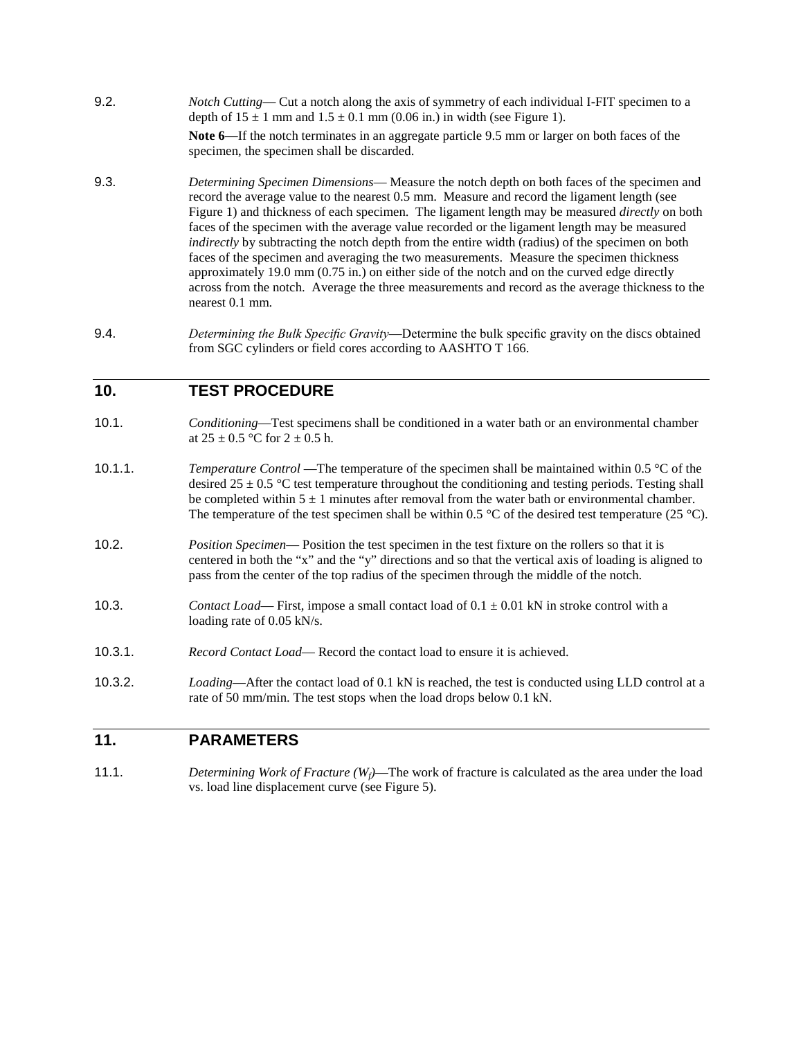9.2. *Notch Cutting*— Cut a notch along the axis of symmetry of each individual I-FIT specimen to a depth of 15 ± 1 mm and 1.5 ± 0.1 mm (0.06 in.) in width (see Figure 1).

**Note 6**—If the notch terminates in an aggregate particle 9.5 mm or larger on both faces of the specimen, the specimen shall be discarded.

9.3. *Determining Specimen Dimensions*— Measure the notch depth on both faces of the specimen and record the average value to the nearest 0.5 mm. Measure and record the ligament length (see Figure 1) and thickness of each specimen. The ligament length may be measured *directly* on both faces of the specimen with the average value recorded or the ligament length may be measured *indirectly* by subtracting the notch depth from the entire width (radius) of the specimen on both faces of the specimen and averaging the two measurements. Measure the specimen thickness approximately 19.0 mm (0.75 in.) on either side of the notch and on the curved edge directly across from the notch. Average the three measurements and record as the average thickness to the nearest 0.1 mm.

9.4. *Determining the Bulk Specific Gravity*—Determine the bulk specific gravity on the discs obtained from SGC cylinders or field cores according to AASHTO T 166.

## 10. TEST PROCEDURE

10.1. *Conditioning*—Test specimens shall be conditioned in a water bath or an environmental chamber at 25 ± 0.5 °C for 2 ± 0.5 h.

10.1.1. *Temperature Control* —The temperature of the specimen shall be maintained within 0.5 °C of the desired 25 ± 0.5 °C test temperature throughout the conditioning and testing periods. Testing shall be completed within 5 ± 1 minutes after removal from the water bath or environmental chamber. The temperature of the test specimen shall be within 0.5 °C of the desired test temperature (25 °C).

10.2. *Position Specimen*— Position the test specimen in the test fixture on the rollers so that it is centered in both the "x" and the "y" directions and so that the vertical axis of loading is aligned to pass from the center of the top radius of the specimen through the middle of the notch.

10.3. *Contact Load*— First, impose a small contact load of 0.1 ± 0.01 kN in stroke control with a loading rate of 0.05 kN/s.

10.3.1. *Record Contact Load*— Record the contact load to ensure it is achieved.

10.3.2. *Loading*—After the contact load of 0.1 kN is reached, the test is conducted using LLD control at a rate of 50 mm/min. The test stops when the load drops below 0.1 kN.

## 11. PARAMETERS

11.1. *Determining Work of Fracture* ($W_f$)—The work of fracture is calculated as the area under the load vs. load line displacement curve (see Figure 5).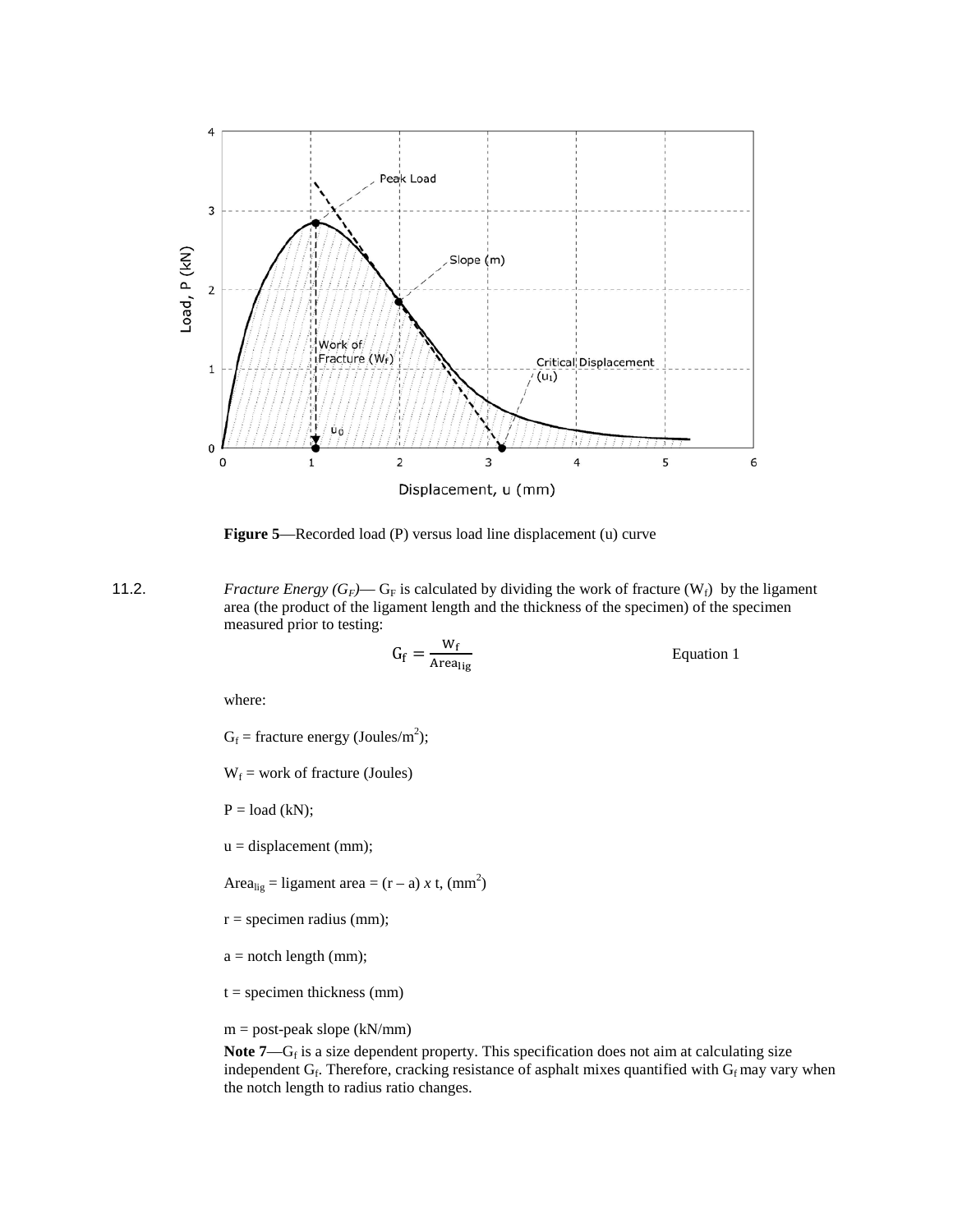**Figure 5**—Recorded load (P) versus load line displacement (u) curve

11.2. *Fracture Energy ($G_F$)*— $G_F$ is calculated by dividing the work of fracture ($W_f$) by the ligament area (the product of the ligament length and the thickness of the specimen) of the specimen measured prior to testing:

$$G_f = \frac{W_f}{Area_{lig}} \qquad \text{Equation 1}$$

where:

$G_f$ = fracture energy (Joules/$m^2$);

$W_f$ = work of fracture (Joules)

$P$ = load (kN);

$u$ = displacement (mm);

$Area_{lig}$ = ligament area = $(r - a) \times t$, ($mm^2$)

$r$ = specimen radius (mm);

$a$ = notch length (mm);

$t$ = specimen thickness (mm)

$m$ = post-peak slope (kN/mm)

**Note 7**—$G_f$ is a size dependent property. This specification does not aim at calculating size independent $G_f$. Therefore, cracking resistance of asphalt mixes quantified with $G_f$ may vary when the notch length to radius ratio changes.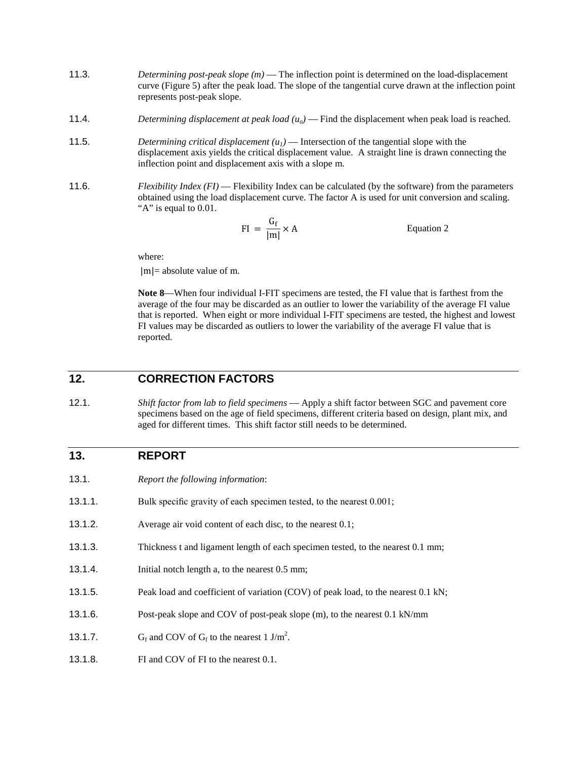11.3. *Determining post-peak slope (m)* — The inflection point is determined on the load-displacement curve (Figure 5) after the peak load. The slope of the tangential curve drawn at the inflection point represents post-peak slope.

11.4. *Determining displacement at peak load ($u_o$)* — Find the displacement when peak load is reached.

11.5. *Determining critical displacement ($u_1$)* — Intersection of the tangential slope with the displacement axis yields the critical displacement value. A straight line is drawn connecting the inflection point and displacement axis with a slope m.

11.6. *Flexibility Index (FI)* — Flexibility Index can be calculated (by the software) from the parameters obtained using the load displacement curve. The factor A is used for unit conversion and scaling. "A" is equal to 0.01.

$$\mathrm{FI} = \frac{G_f}{|m|} \times A \qquad \text{Equation 2}$$

where:

$|m|$ = absolute value of m.

**Note 8**—When four individual I-FIT specimens are tested, the FI value that is farthest from the average of the four may be discarded as an outlier to lower the variability of the average FI value that is reported. When eight or more individual I-FIT specimens are tested, the highest and lowest FI values may be discarded as outliers to lower the variability of the average FI value that is reported.

## 12. CORRECTION FACTORS

12.1. *Shift factor from lab to field specimens* — Apply a shift factor between SGC and pavement core specimens based on the age of field specimens, different criteria based on design, plant mix, and aged for different times. This shift factor still needs to be determined.

## 13. REPORT

13.1. *Report the following information*:

13.1.1. Bulk specific gravity of each specimen tested, to the nearest 0.001;

13.1.2. Average air void content of each disc, to the nearest 0.1;

13.1.3. Thickness t and ligament length of each specimen tested, to the nearest 0.1 mm;

13.1.4. Initial notch length a, to the nearest 0.5 mm;

13.1.5. Peak load and coefficient of variation (COV) of peak load, to the nearest 0.1 kN;

13.1.6. Post-peak slope and COV of post-peak slope (m), to the nearest 0.1 kN/mm

13.1.7. $G_f$ and COV of $G_f$ to the nearest 1 $J/m^2$.

13.1.8. FI and COV of FI to the nearest 0.1.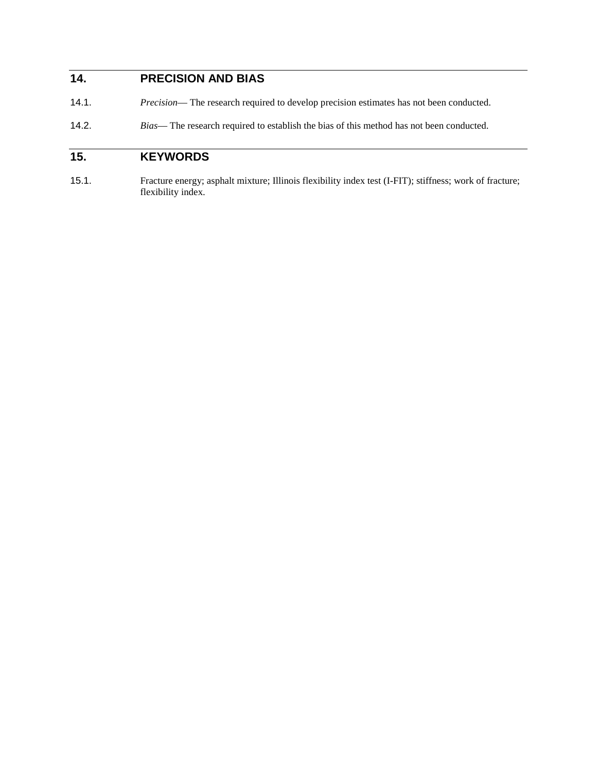## 14. PRECISION AND BIAS

14.1. *Precision*— The research required to develop precision estimates has not been conducted.

14.2. *Bias*— The research required to establish the bias of this method has not been conducted.

## 15. KEYWORDS

15.1. Fracture energy; asphalt mixture; Illinois flexibility index test (I-FIT); stiffness; work of fracture; flexibility index.